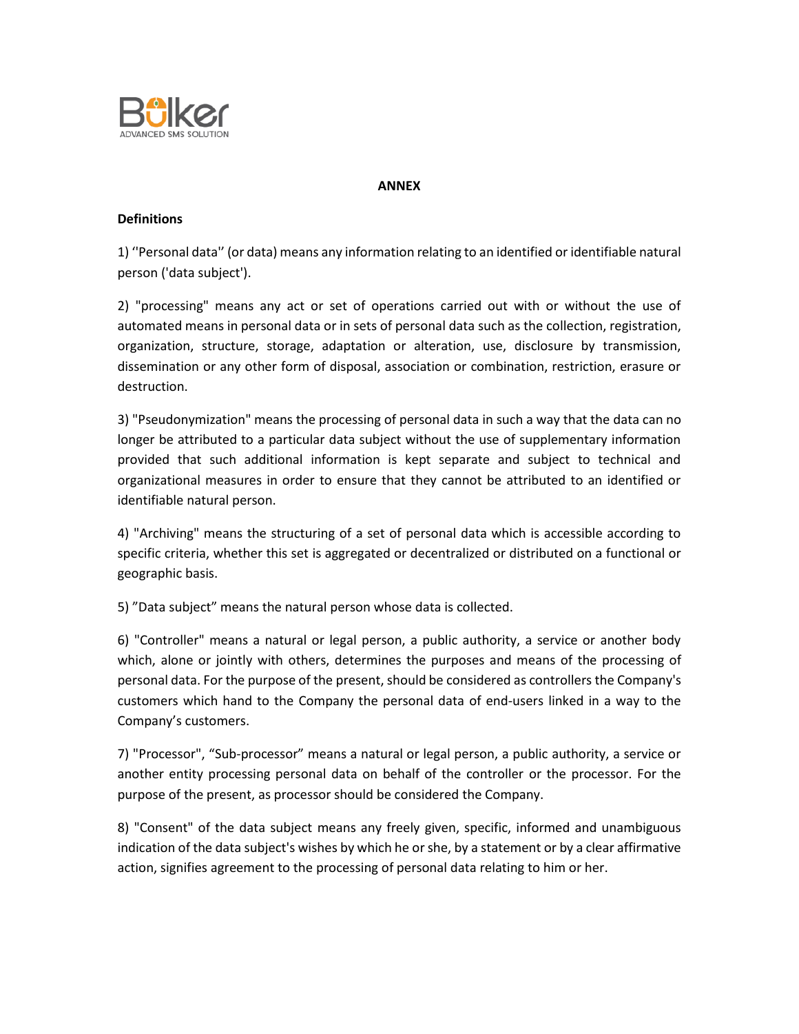Bulker
ADVANCED SMS SOLUTION

# ANNEX

## Definitions

1) ''Personal data'' (or data) means any information relating to an identified or identifiable natural person ('data subject').

2) "processing" means any act or set of operations carried out with or without the use of automated means in personal data or in sets of personal data such as the collection, registration, organization, structure, storage, adaptation or alteration, use, disclosure by transmission, dissemination or any other form of disposal, association or combination, restriction, erasure or destruction.

3) "Pseudonymization" means the processing of personal data in such a way that the data can no longer be attributed to a particular data subject without the use of supplementary information provided that such additional information is kept separate and subject to technical and organizational measures in order to ensure that they cannot be attributed to an identified or identifiable natural person.

4) "Archiving" means the structuring of a set of personal data which is accessible according to specific criteria, whether this set is aggregated or decentralized or distributed on a functional or geographic basis.

5) "Data subject" means the natural person whose data is collected.

6) "Controller" means a natural or legal person, a public authority, a service or another body which, alone or jointly with others, determines the purposes and means of the processing of personal data. For the purpose of the present, should be considered as controllers the Company's customers which hand to the Company the personal data of end-users linked in a way to the Company's customers.

7) "Processor", "Sub-processor" means a natural or legal person, a public authority, a service or another entity processing personal data on behalf of the controller or the processor. For the purpose of the present, as processor should be considered the Company.

8) "Consent" of the data subject means any freely given, specific, informed and unambiguous indication of the data subject's wishes by which he or she, by a statement or by a clear affirmative action, signifies agreement to the processing of personal data relating to him or her.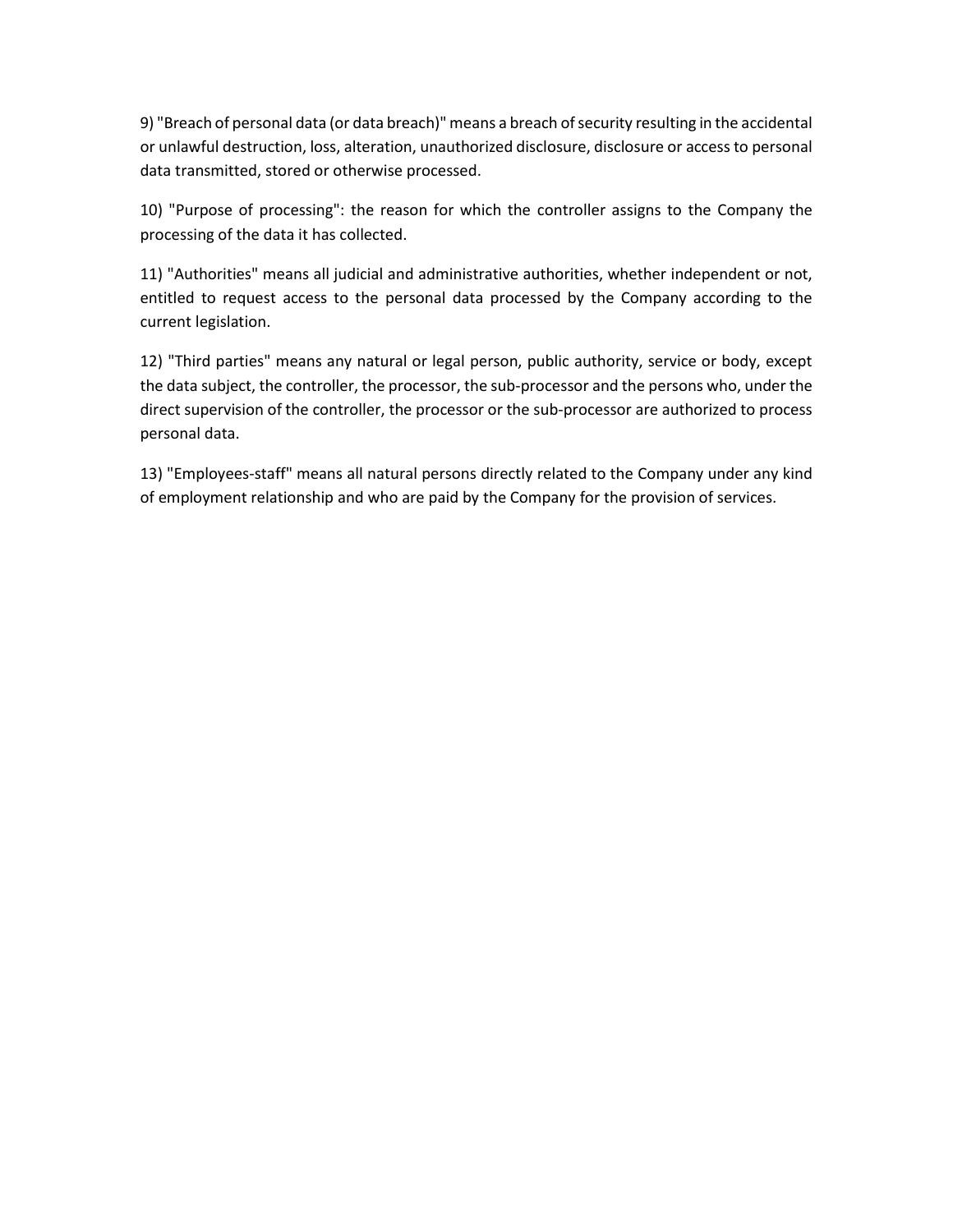9) "Breach of personal data (or data breach)" means a breach of security resulting in the accidental or unlawful destruction, loss, alteration, unauthorized disclosure, disclosure or access to personal data transmitted, stored or otherwise processed.

10) "Purpose of processing": the reason for which the controller assigns to the Company the processing of the data it has collected.

11) "Authorities" means all judicial and administrative authorities, whether independent or not, entitled to request access to the personal data processed by the Company according to the current legislation.

12) "Third parties" means any natural or legal person, public authority, service or body, except the data subject, the controller, the processor, the sub-processor and the persons who, under the direct supervision of the controller, the processor or the sub-processor are authorized to process personal data.

13) "Employees-staff" means all natural persons directly related to the Company under any kind of employment relationship and who are paid by the Company for the provision of services.